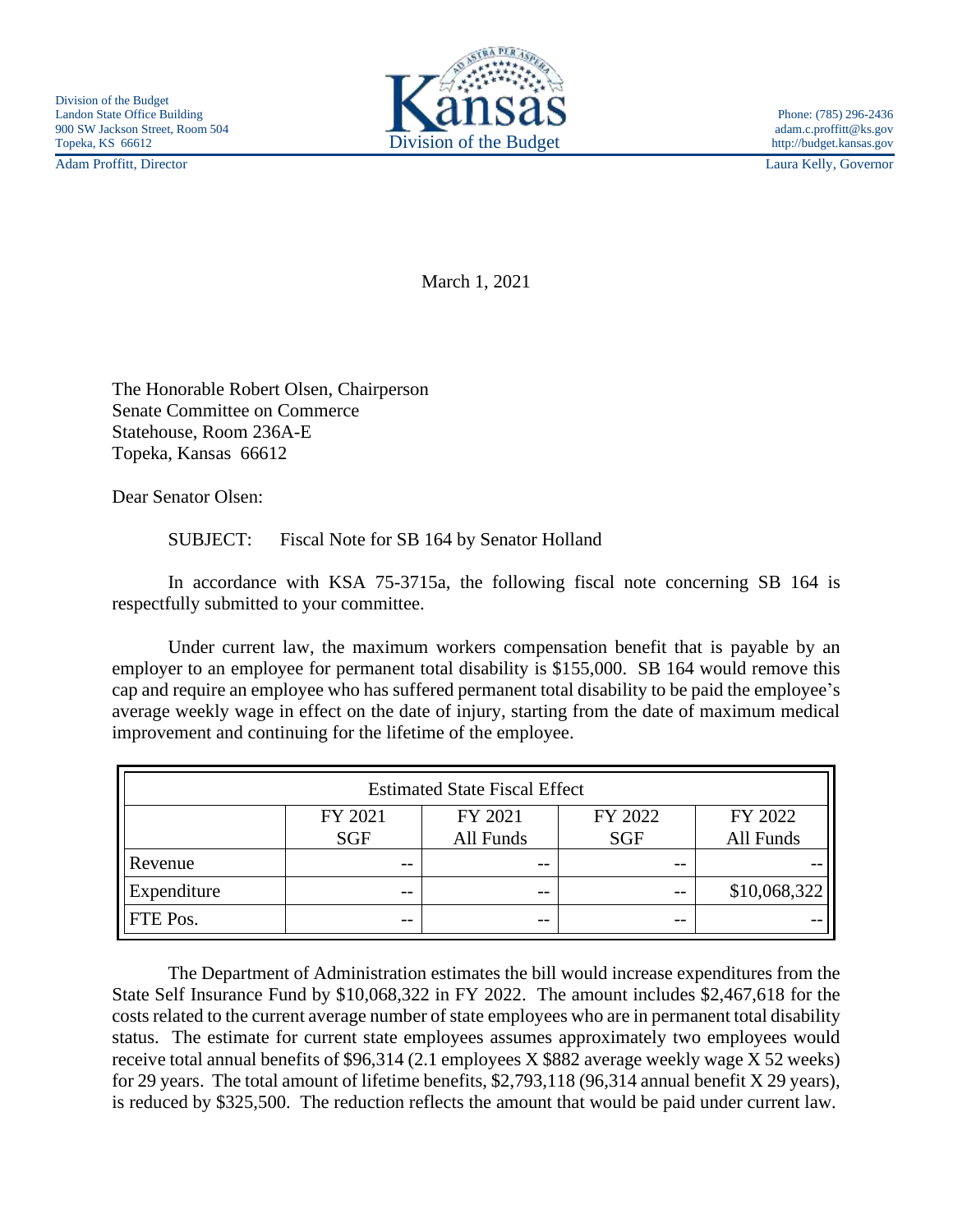Division of the Budget
Landon State Office Building
900 SW Jackson Street, Room 504
Topeka, KS 66612

Kansas
Division of the Budget

Phone: (785) 296-2436
adam.c.proffitt@ks.gov
http://budget.kansas.gov

Adam Proffitt, Director

Laura Kelly, Governor

March 1, 2021

The Honorable Robert Olsen, Chairperson
Senate Committee on Commerce
Statehouse, Room 236A-E
Topeka, Kansas 66612

Dear Senator Olsen:

SUBJECT: Fiscal Note for SB 164 by Senator Holland

In accordance with KSA 75-3715a, the following fiscal note concerning SB 164 is respectfully submitted to your committee.

Under current law, the maximum workers compensation benefit that is payable by an employer to an employee for permanent total disability is $155,000. SB 164 would remove this cap and require an employee who has suffered permanent total disability to be paid the employee's average weekly wage in effect on the date of injury, starting from the date of maximum medical improvement and continuing for the lifetime of the employee.

| Estimated State Fiscal Effect | | | | |
|---|---|---|---|---|
| | FY 2021 SGF | FY 2021 All Funds | FY 2022 SGF | FY 2022 All Funds |
| Revenue | -- | -- | -- | -- |
| Expenditure | -- | -- | -- | $10,068,322 |
| FTE Pos. | -- | -- | -- | -- |

The Department of Administration estimates the bill would increase expenditures from the State Self Insurance Fund by $10,068,322 in FY 2022. The amount includes $2,467,618 for the costs related to the current average number of state employees who are in permanent total disability status. The estimate for current state employees assumes approximately two employees would receive total annual benefits of $96,314 (2.1 employees X $882 average weekly wage X 52 weeks) for 29 years. The total amount of lifetime benefits, $2,793,118 (96,314 annual benefit X 29 years), is reduced by $325,500. The reduction reflects the amount that would be paid under current law.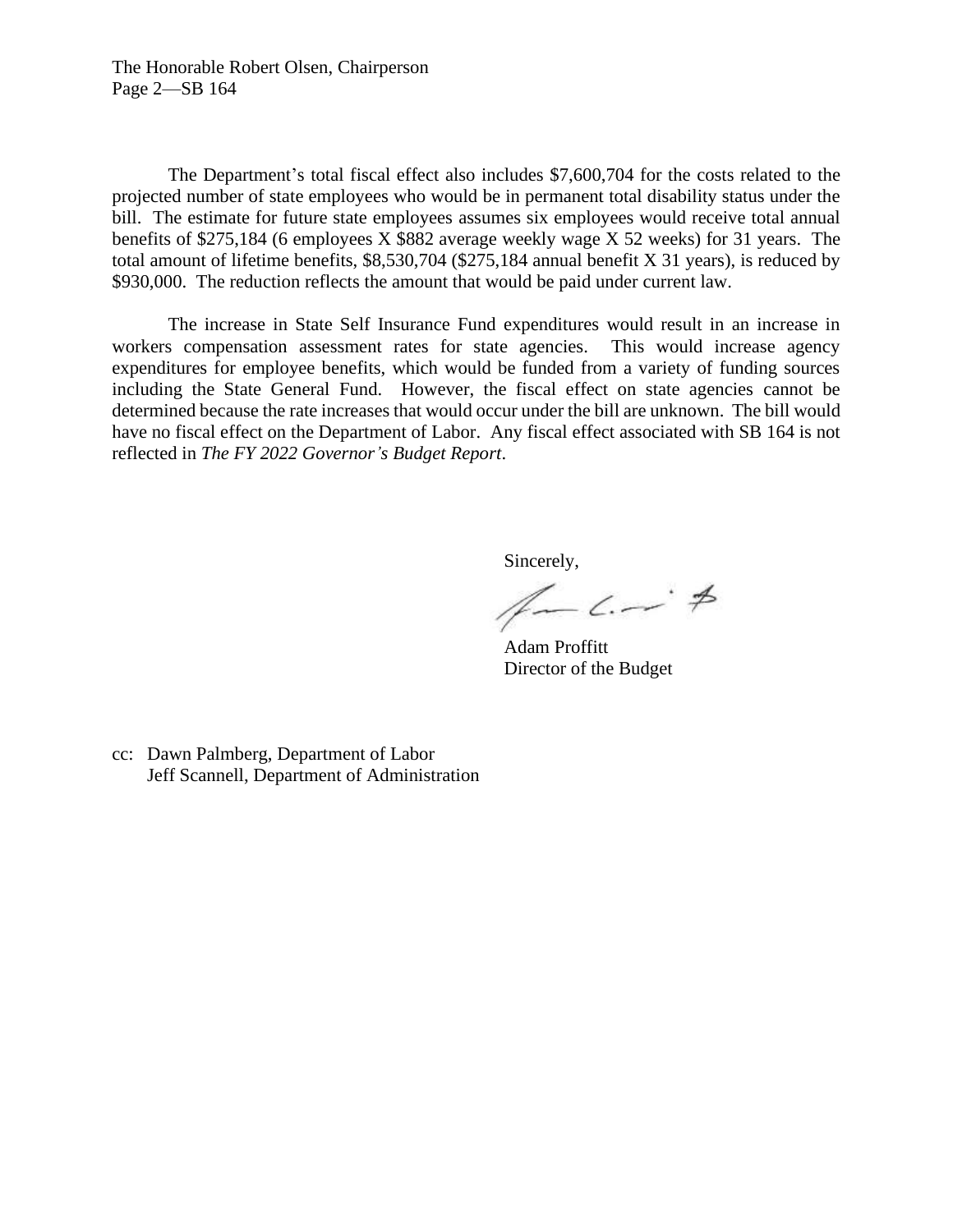The Department's total fiscal effect also includes $7,600,704 for the costs related to the projected number of state employees who would be in permanent total disability status under the bill. The estimate for future state employees assumes six employees would receive total annual benefits of $275,184 (6 employees X $882 average weekly wage X 52 weeks) for 31 years. The total amount of lifetime benefits, $8,530,704 ($275,184 annual benefit X 31 years), is reduced by $930,000. The reduction reflects the amount that would be paid under current law.

The increase in State Self Insurance Fund expenditures would result in an increase in workers compensation assessment rates for state agencies. This would increase agency expenditures for employee benefits, which would be funded from a variety of funding sources including the State General Fund. However, the fiscal effect on state agencies cannot be determined because the rate increases that would occur under the bill are unknown. The bill would have no fiscal effect on the Department of Labor. Any fiscal effect associated with SB 164 is not reflected in *The FY 2022 Governor's Budget Report*.

Sincerely,

Adam Proffitt
Director of the Budget

cc: Dawn Palmberg, Department of Labor
Jeff Scannell, Department of Administration